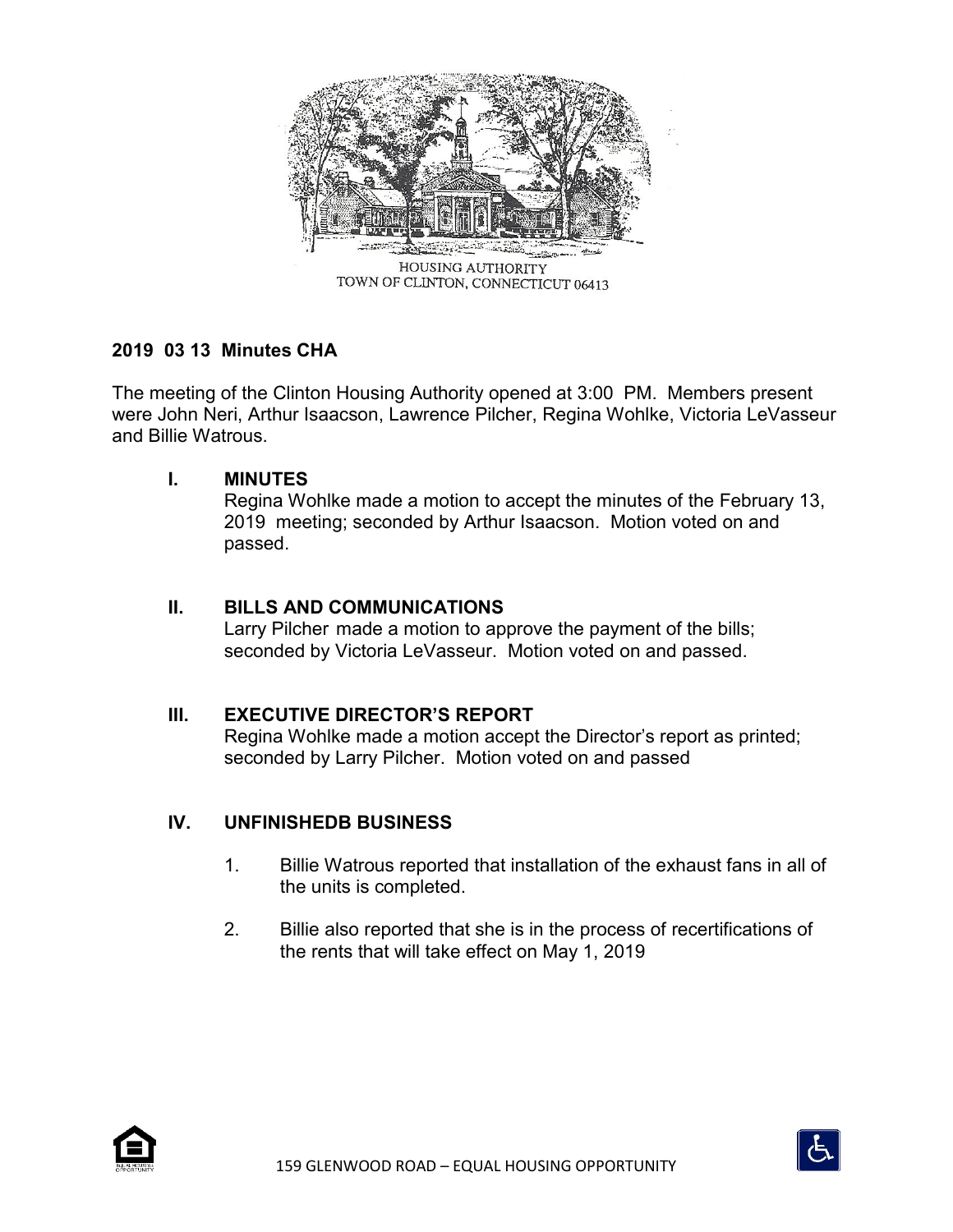HOUSING AUTHORITY
TOWN OF CLINTON, CONNECTICUT 06413

**2019 03 13 Minutes CHA**

The meeting of the Clinton Housing Authority opened at 3:00 PM. Members present were John Neri, Arthur Isaacson, Lawrence Pilcher, Regina Wohlke, Victoria LeVasseur and Billie Watrous.

## I. MINUTES

Regina Wohlke made a motion to accept the minutes of the February 13, 2019 meeting; seconded by Arthur Isaacson. Motion voted on and passed.

## II. BILLS AND COMMUNICATIONS

Larry Pilcher made a motion to approve the payment of the bills; seconded by Victoria LeVasseur. Motion voted on and passed.

## III. EXECUTIVE DIRECTOR'S REPORT

Regina Wohlke made a motion accept the Director's report as printed; seconded by Larry Pilcher. Motion voted on and passed

## IV. UNFINISHEDB BUSINESS

1. Billie Watrous reported that installation of the exhaust fans in all of the units is completed.
2. Billie also reported that she is in the process of recertifications of the rents that will take effect on May 1, 2019

159 GLENWOOD ROAD – EQUAL HOUSING OPPORTUNITY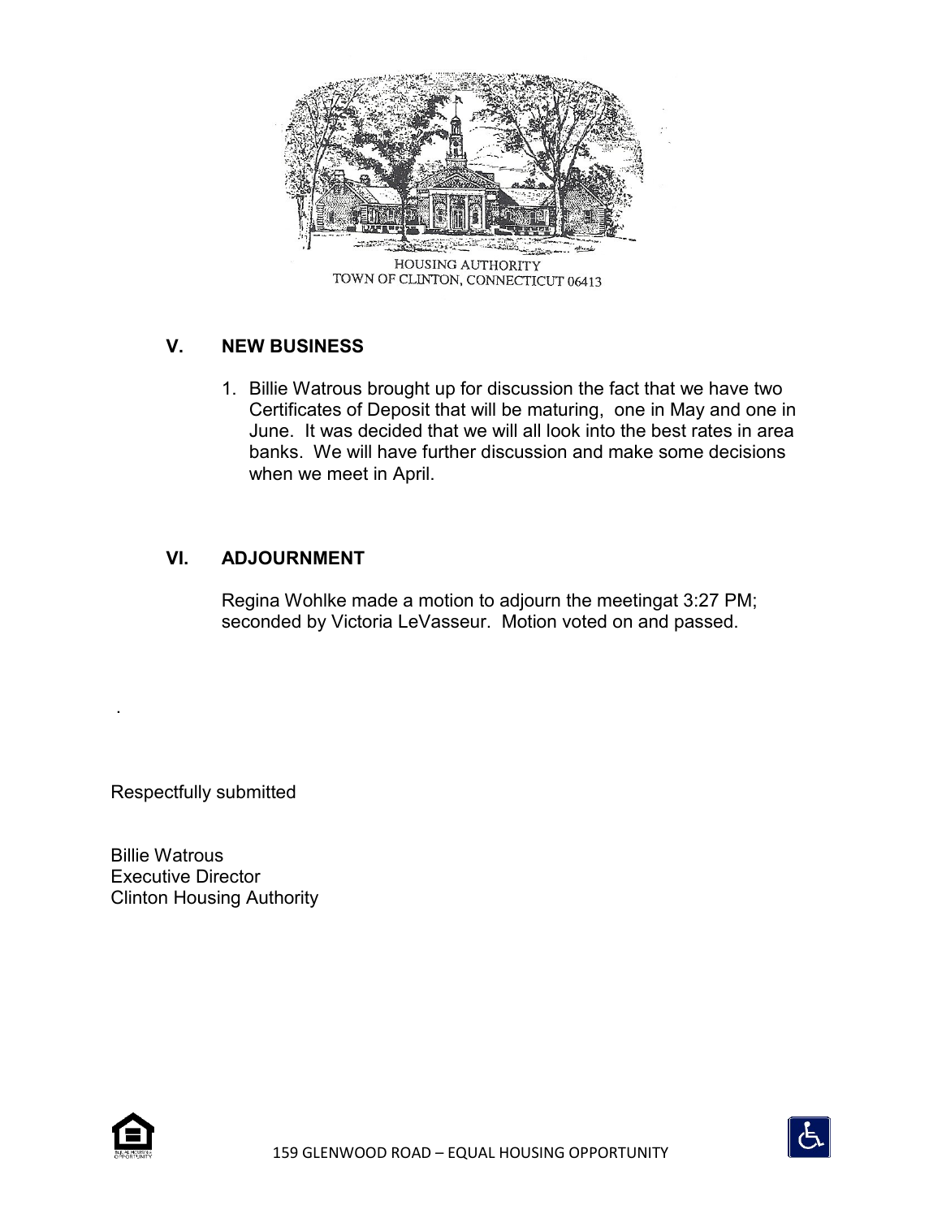HOUSING AUTHORITY
TOWN OF CLINTON, CONNECTICUT 06413

## V. NEW BUSINESS

1. Billie Watrous brought up for discussion the fact that we have two Certificates of Deposit that will be maturing, one in May and one in June. It was decided that we will all look into the best rates in area banks. We will have further discussion and make some decisions when we meet in April.

## VI. ADJOURNMENT

Regina Wohlke made a motion to adjourn the meetingat 3:27 PM; seconded by Victoria LeVasseur. Motion voted on and passed.

.

Respectfully submitted

Billie Watrous
Executive Director
Clinton Housing Authority

159 GLENWOOD ROAD – EQUAL HOUSING OPPORTUNITY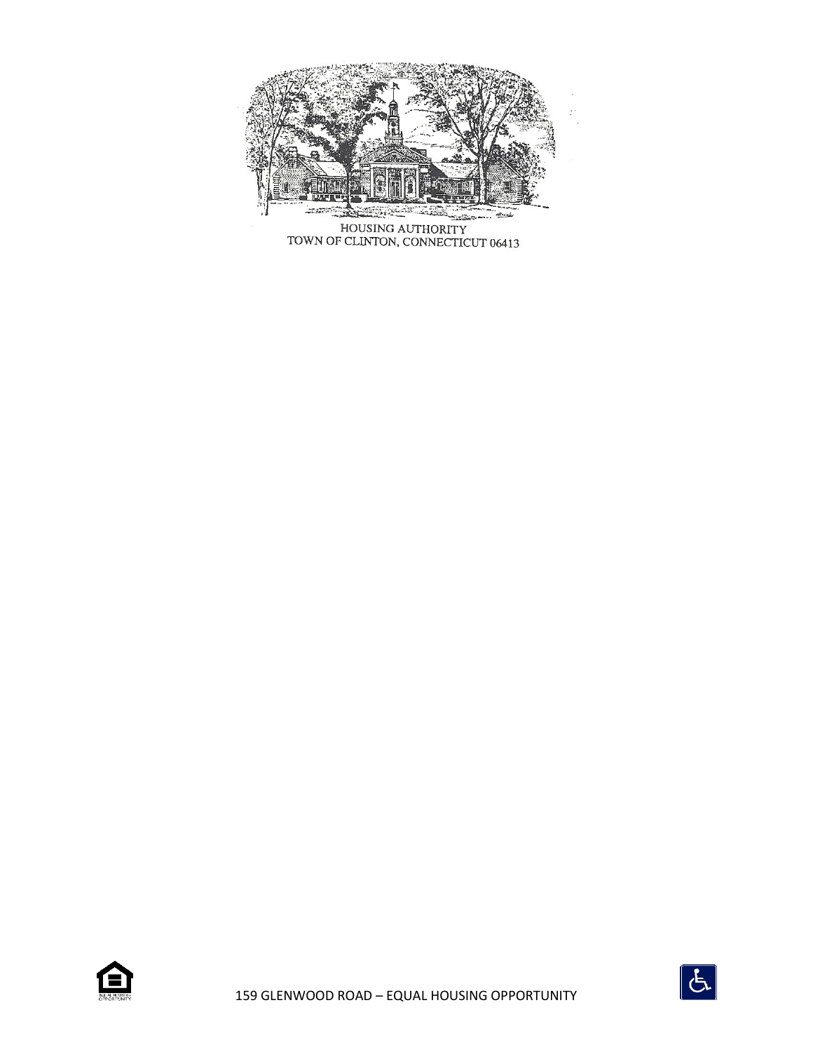HOUSING AUTHORITY
TOWN OF CLINTON, CONNECTICUT 06413

159 GLENWOOD ROAD – EQUAL HOUSING OPPORTUNITY